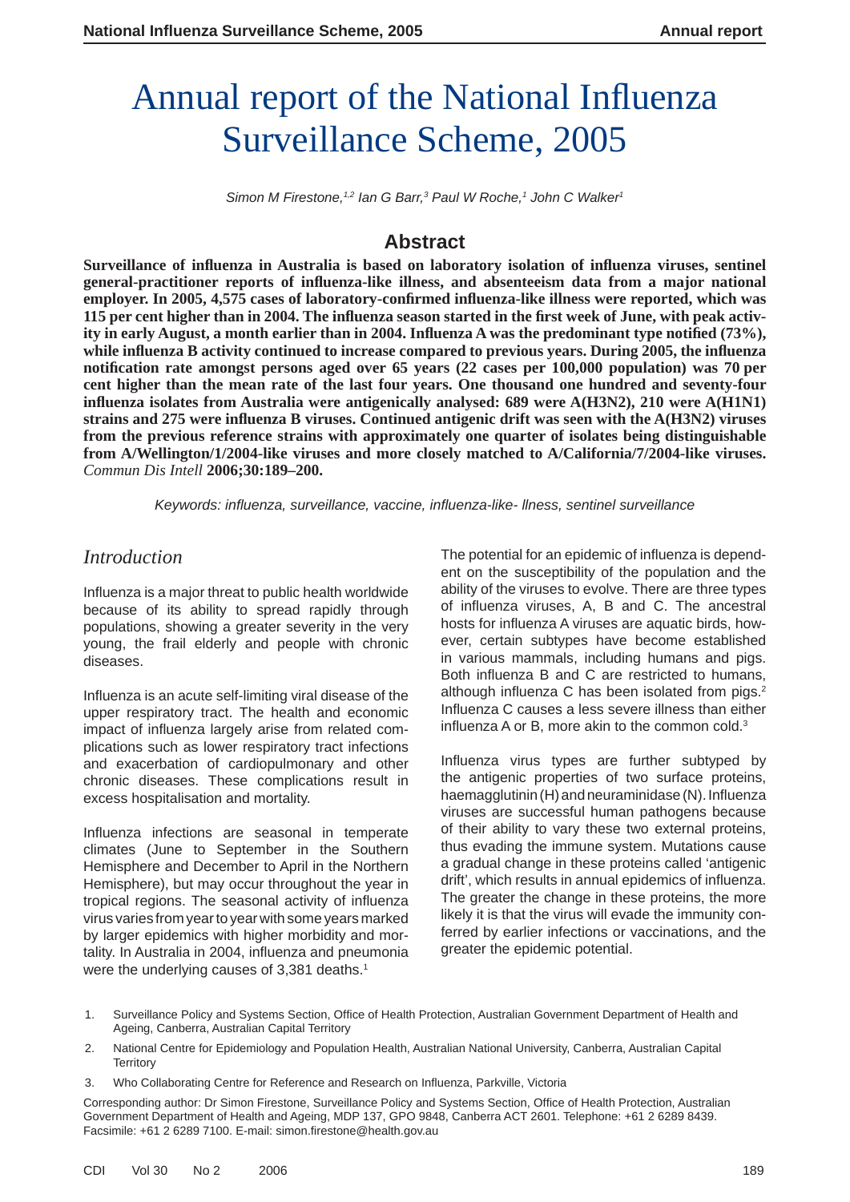# Annual report of the National Influenza Surveillance Scheme, 2005

*Simon M Firestone,[1,2] Ian G Barr,[3] Paul W Roche,[1] John C Walker[1]*

## Abstract

**Surveillance of influenza in Australia is based on laboratory isolation of influenza viruses, sentinel general-practitioner reports of influenza-like illness, and absenteeism data from a major national employer. In 2005, 4,575 cases of laboratory-confirmed influenza-like illness were reported, which was 115 per cent higher than in 2004. The influenza season started in the first week of June, with peak activity in early August, a month earlier than in 2004. Influenza A was the predominant type notified (73%), while influenza B activity continued to increase compared to previous years. During 2005, the influenza notification rate amongst persons aged over 65 years (22 cases per 100,000 population) was 70 per cent higher than the mean rate of the last four years. One thousand one hundred and seventy-four influenza isolates from Australia were antigenically analysed: 689 were A(H3N2), 210 were A(H1N1) strains and 275 were influenza B viruses. Continued antigenic drift was seen with the A(H3N2) viruses from the previous reference strains with approximately one quarter of isolates being distinguishable from A/Wellington/1/2004-like viruses and more closely matched to A/California/7/2004-like viruses.** *Commun Dis Intell* **2006;30:189–200.**

*Keywords: influenza, surveillance, vaccine, influenza-like- llness, sentinel surveillance*

## *Introduction*

Influenza is a major threat to public health worldwide because of its ability to spread rapidly through populations, showing a greater severity in the very young, the frail elderly and people with chronic diseases.

Influenza is an acute self-limiting viral disease of the upper respiratory tract. The health and economic impact of influenza largely arise from related complications such as lower respiratory tract infections and exacerbation of cardiopulmonary and other chronic diseases. These complications result in excess hospitalisation and mortality.

Influenza infections are seasonal in temperate climates (June to September in the Southern Hemisphere and December to April in the Northern Hemisphere), but may occur throughout the year in tropical regions. The seasonal activity of influenza virus varies from year to year with some years marked by larger epidemics with higher morbidity and mortality. In Australia in 2004, influenza and pneumonia were the underlying causes of 3,381 deaths.[1]

The potential for an epidemic of influenza is dependent on the susceptibility of the population and the ability of the viruses to evolve. There are three types of influenza viruses, A, B and C. The ancestral hosts for influenza A viruses are aquatic birds, however, certain subtypes have become established in various mammals, including humans and pigs. Both influenza B and C are restricted to humans, although influenza C has been isolated from pigs.[2] Influenza C causes a less severe illness than either influenza A or B, more akin to the common cold.[3]

Influenza virus types are further subtyped by the antigenic properties of two surface proteins, haemagglutinin (H) and neuraminidase (N). Influenza viruses are successful human pathogens because of their ability to vary these two external proteins, thus evading the immune system. Mutations cause a gradual change in these proteins called 'antigenic drift', which results in annual epidemics of influenza. The greater the change in these proteins, the more likely it is that the virus will evade the immunity conferred by earlier infections or vaccinations, and the greater the epidemic potential.

1. Surveillance Policy and Systems Section, Office of Health Protection, Australian Government Department of Health and Ageing, Canberra, Australian Capital Territory
2. National Centre for Epidemiology and Population Health, Australian National University, Canberra, Australian Capital Territory
3. Who Collaborating Centre for Reference and Research on Influenza, Parkville, Victoria

Corresponding author: Dr Simon Firestone, Surveillance Policy and Systems Section, Office of Health Protection, Australian Government Department of Health and Ageing, MDP 137, GPO 9848, Canberra ACT 2601. Telephone: +61 2 6289 8439. Facsimile: +61 2 6289 7100. E-mail: simon.firestone@health.gov.au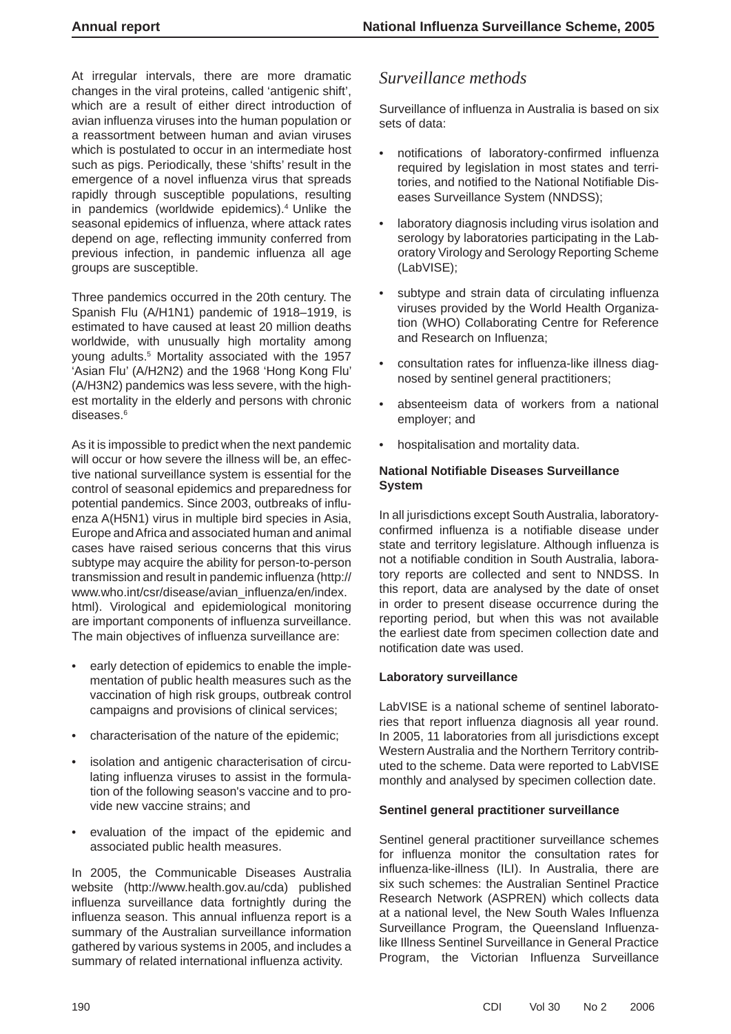At irregular intervals, there are more dramatic changes in the viral proteins, called 'antigenic shift', which are a result of either direct introduction of avian influenza viruses into the human population or a reassortment between human and avian viruses which is postulated to occur in an intermediate host such as pigs. Periodically, these 'shifts' result in the emergence of a novel influenza virus that spreads rapidly through susceptible populations, resulting in pandemics (worldwide epidemics).[4] Unlike the seasonal epidemics of influenza, where attack rates depend on age, reflecting immunity conferred from previous infection, in pandemic influenza all age groups are susceptible.

Three pandemics occurred in the 20th century. The Spanish Flu (A/H1N1) pandemic of 1918–1919, is estimated to have caused at least 20 million deaths worldwide, with unusually high mortality among young adults.[5] Mortality associated with the 1957 'Asian Flu' (A/H2N2) and the 1968 'Hong Kong Flu' (A/H3N2) pandemics was less severe, with the highest mortality in the elderly and persons with chronic diseases.[6]

As it is impossible to predict when the next pandemic will occur or how severe the illness will be, an effective national surveillance system is essential for the control of seasonal epidemics and preparedness for potential pandemics. Since 2003, outbreaks of influenza A(H5N1) virus in multiple bird species in Asia, Europe and Africa and associated human and animal cases have raised serious concerns that this virus subtype may acquire the ability for person-to-person transmission and result in pandemic influenza (http://www.who.int/csr/disease/avian_influenza/en/index.html). Virological and epidemiological monitoring are important components of influenza surveillance. The main objectives of influenza surveillance are:

- early detection of epidemics to enable the implementation of public health measures such as the vaccination of high risk groups, outbreak control campaigns and provisions of clinical services;
- characterisation of the nature of the epidemic;
- isolation and antigenic characterisation of circulating influenza viruses to assist in the formulation of the following season's vaccine and to provide new vaccine strains; and
- evaluation of the impact of the epidemic and associated public health measures.

In 2005, the Communicable Diseases Australia website (http://www.health.gov.au/cda) published influenza surveillance data fortnightly during the influenza season. This annual influenza report is a summary of the Australian surveillance information gathered by various systems in 2005, and includes a summary of related international influenza activity.

## *Surveillance methods*

Surveillance of influenza in Australia is based on six sets of data:

- notifications of laboratory-confirmed influenza required by legislation in most states and territories, and notified to the National Notifiable Diseases Surveillance System (NNDSS);
- laboratory diagnosis including virus isolation and serology by laboratories participating in the Laboratory Virology and Serology Reporting Scheme (LabVISE);
- subtype and strain data of circulating influenza viruses provided by the World Health Organization (WHO) Collaborating Centre for Reference and Research on Influenza;
- consultation rates for influenza-like illness diagnosed by sentinel general practitioners;
- absenteeism data of workers from a national employer; and
- hospitalisation and mortality data.

### National Notifiable Diseases Surveillance System

In all jurisdictions except South Australia, laboratory-confirmed influenza is a notifiable disease under state and territory legislature. Although influenza is not a notifiable condition in South Australia, laboratory reports are collected and sent to NNDSS. In this report, data are analysed by the date of onset in order to present disease occurrence during the reporting period, but when this was not available the earliest date from specimen collection date and notification date was used.

### Laboratory surveillance

LabVISE is a national scheme of sentinel laboratories that report influenza diagnosis all year round. In 2005, 11 laboratories from all jurisdictions except Western Australia and the Northern Territory contributed to the scheme. Data were reported to LabVISE monthly and analysed by specimen collection date.

### Sentinel general practitioner surveillance

Sentinel general practitioner surveillance schemes for influenza monitor the consultation rates for influenza-like-illness (ILI). In Australia, there are six such schemes: the Australian Sentinel Practice Research Network (ASPREN) which collects data at a national level, the New South Wales Influenza Surveillance Program, the Queensland Influenza-like Illness Sentinel Surveillance in General Practice Program, the Victorian Influenza Surveillance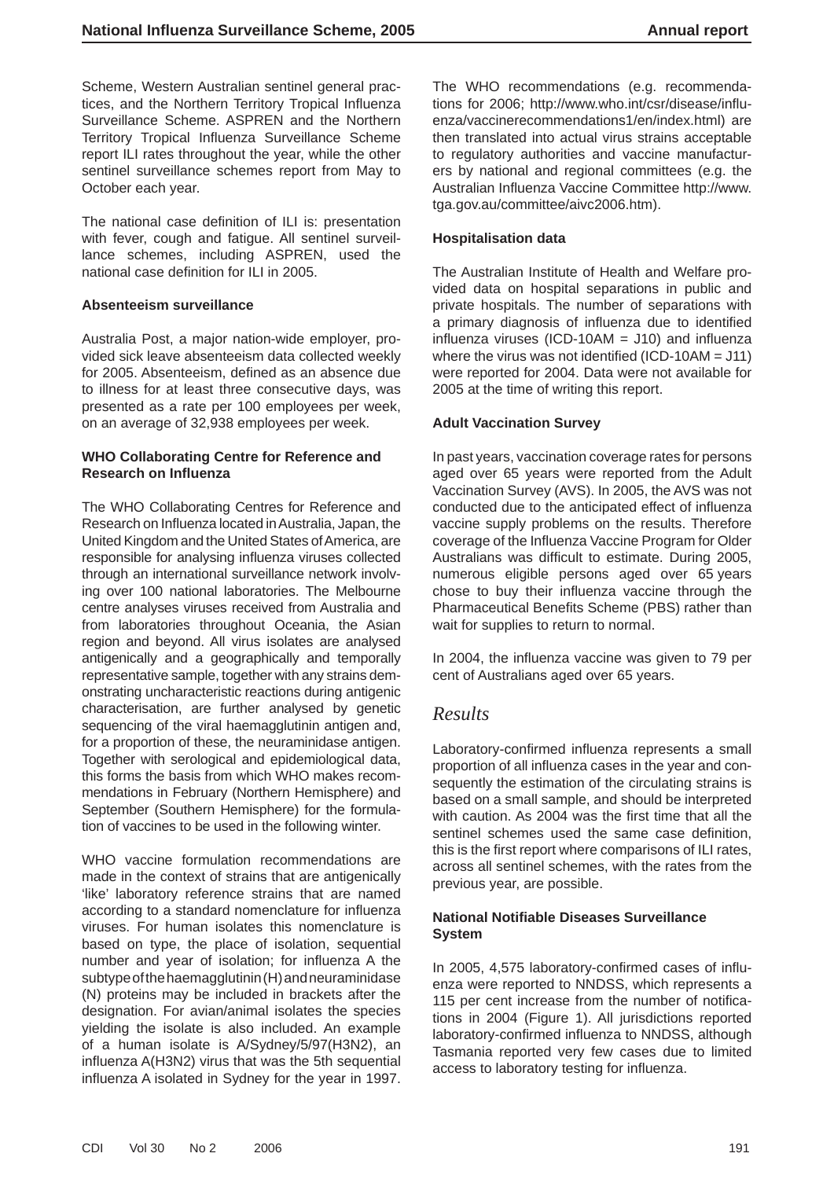Scheme, Western Australian sentinel general practices, and the Northern Territory Tropical Influenza Surveillance Scheme. ASPREN and the Northern Territory Tropical Influenza Surveillance Scheme report ILI rates throughout the year, while the other sentinel surveillance schemes report from May to October each year.

The national case definition of ILI is: presentation with fever, cough and fatigue. All sentinel surveillance schemes, including ASPREN, used the national case definition for ILI in 2005.

### Absenteeism surveillance

Australia Post, a major nation-wide employer, provided sick leave absenteeism data collected weekly for 2005. Absenteeism, defined as an absence due to illness for at least three consecutive days, was presented as a rate per 100 employees per week, on an average of 32,938 employees per week.

### WHO Collaborating Centre for Reference and Research on Influenza

The WHO Collaborating Centres for Reference and Research on Influenza located in Australia, Japan, the United Kingdom and the United States of America, are responsible for analysing influenza viruses collected through an international surveillance network involving over 100 national laboratories. The Melbourne centre analyses viruses received from Australia and from laboratories throughout Oceania, the Asian region and beyond. All virus isolates are analysed antigenically and a geographically and temporally representative sample, together with any strains demonstrating uncharacteristic reactions during antigenic characterisation, are further analysed by genetic sequencing of the viral haemagglutinin antigen and, for a proportion of these, the neuraminidase antigen. Together with serological and epidemiological data, this forms the basis from which WHO makes recommendations in February (Northern Hemisphere) and September (Southern Hemisphere) for the formulation of vaccines to be used in the following winter.

WHO vaccine formulation recommendations are made in the context of strains that are antigenically 'like' laboratory reference strains that are named according to a standard nomenclature for influenza viruses. For human isolates this nomenclature is based on type, the place of isolation, sequential number and year of isolation; for influenza A the subtype of the haemagglutinin (H) and neuraminidase (N) proteins may be included in brackets after the designation. For avian/animal isolates the species yielding the isolate is also included. An example of a human isolate is A/Sydney/5/97(H3N2), an influenza A(H3N2) virus that was the 5th sequential influenza A isolated in Sydney for the year in 1997.

The WHO recommendations (e.g. recommendations for 2006; http://www.who.int/csr/disease/influenza/vaccinerecommendations1/en/index.html) are then translated into actual virus strains acceptable to regulatory authorities and vaccine manufacturers by national and regional committees (e.g. the Australian Influenza Vaccine Committee http://www.tga.gov.au/committee/aivc2006.htm).

### Hospitalisation data

The Australian Institute of Health and Welfare provided data on hospital separations in public and private hospitals. The number of separations with a primary diagnosis of influenza due to identified influenza viruses (ICD-10AM = J10) and influenza where the virus was not identified (ICD-10AM = J11) were reported for 2004. Data were not available for 2005 at the time of writing this report.

### Adult Vaccination Survey

In past years, vaccination coverage rates for persons aged over 65 years were reported from the Adult Vaccination Survey (AVS). In 2005, the AVS was not conducted due to the anticipated effect of influenza vaccine supply problems on the results. Therefore coverage of the Influenza Vaccine Program for Older Australians was difficult to estimate. During 2005, numerous eligible persons aged over 65 years chose to buy their influenza vaccine through the Pharmaceutical Benefits Scheme (PBS) rather than wait for supplies to return to normal.

In 2004, the influenza vaccine was given to 79 per cent of Australians aged over 65 years.

## *Results*

Laboratory-confirmed influenza represents a small proportion of all influenza cases in the year and consequently the estimation of the circulating strains is based on a small sample, and should be interpreted with caution. As 2004 was the first time that all the sentinel schemes used the same case definition, this is the first report where comparisons of ILI rates, across all sentinel schemes, with the rates from the previous year, are possible.

### National Notifiable Diseases Surveillance System

In 2005, 4,575 laboratory-confirmed cases of influenza were reported to NNDSS, which represents a 115 per cent increase from the number of notifications in 2004 (Figure 1). All jurisdictions reported laboratory-confirmed influenza to NNDSS, although Tasmania reported very few cases due to limited access to laboratory testing for influenza.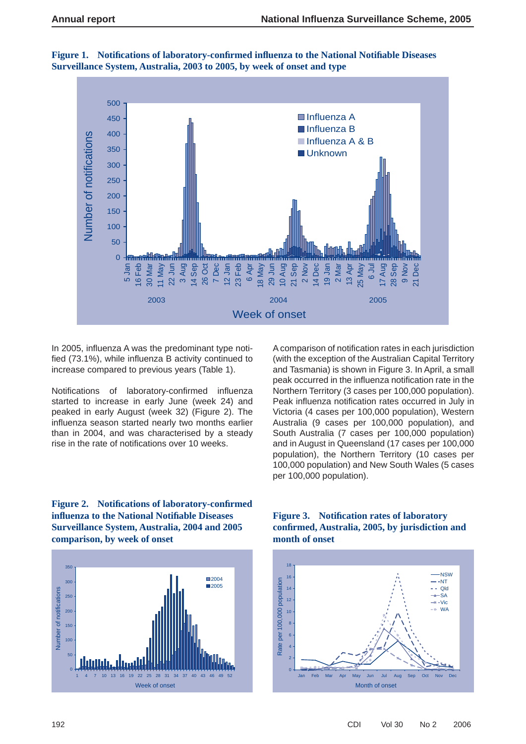**Figure 1. Notifications of laboratory-confirmed influenza to the National Notifiable Diseases Surveillance System, Australia, 2003 to 2005, by week of onset and type**

In 2005, influenza A was the predominant type notified (73.1%), while influenza B activity continued to increase compared to previous years (Table 1).

Notifications of laboratory-confirmed influenza started to increase in early June (week 24) and peaked in early August (week 32) (Figure 2). The influenza season started nearly two months earlier than in 2004, and was characterised by a steady rise in the rate of notifications over 10 weeks.

A comparison of notification rates in each jurisdiction (with the exception of the Australian Capital Territory and Tasmania) is shown in Figure 3. In April, a small peak occurred in the influenza notification rate in the Northern Territory (3 cases per 100,000 population). Peak influenza notification rates occurred in July in Victoria (4 cases per 100,000 population), Western Australia (9 cases per 100,000 population), and South Australia (7 cases per 100,000 population) and in August in Queensland (17 cases per 100,000 population), the Northern Territory (10 cases per 100,000 population) and New South Wales (5 cases per 100,000 population).

**Figure 2. Notifications of laboratory-confirmed influenza to the National Notifiable Diseases Surveillance System, Australia, 2004 and 2005 comparison, by week of onset**

**Figure 3. Notification rates of laboratory confirmed, Australia, 2005, by jurisdiction and month of onset**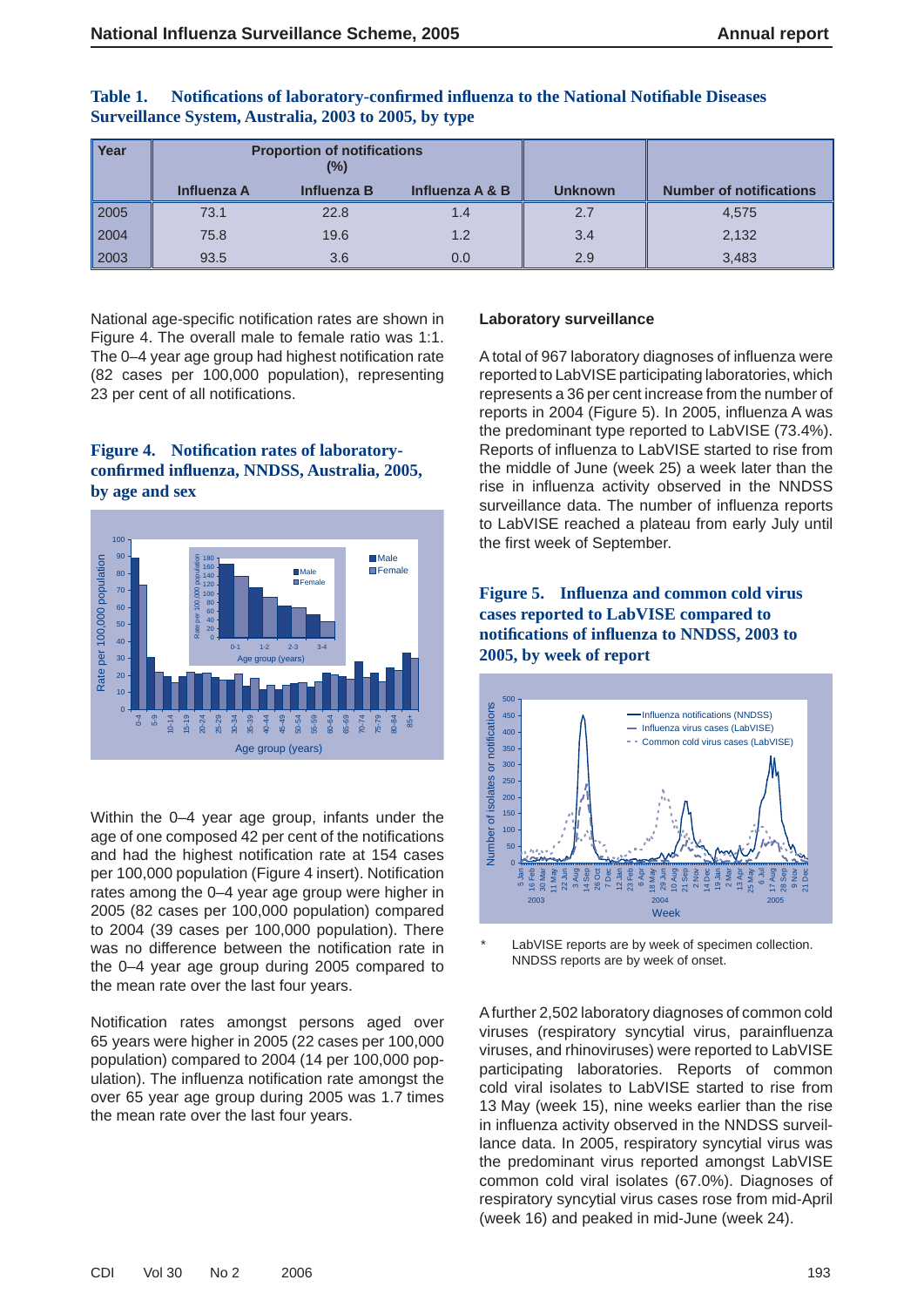**Table 1. Notifications of laboratory-confirmed influenza to the National Notifiable Diseases Surveillance System, Australia, 2003 to 2005, by type**

| Year | Proportion of notifications (%) | | | | Number of notifications |
|---|---|---|---|---|---|
| | Influenza A | Influenza B | Influenza A & B | Unknown | |
| 2005 | 73.1 | 22.8 | 1.4 | 2.7 | 4,575 |
| 2004 | 75.8 | 19.6 | 1.2 | 3.4 | 2,132 |
| 2003 | 93.5 | 3.6 | 0.0 | 2.9 | 3,483 |

National age-specific notification rates are shown in Figure 4. The overall male to female ratio was 1:1. The 0–4 year age group had highest notification rate (82 cases per 100,000 population), representing 23 per cent of all notifications.

**Figure 4. Notification rates of laboratory-confirmed influenza, NNDSS, Australia, 2005, by age and sex**

Within the 0–4 year age group, infants under the age of one composed 42 per cent of the notifications and had the highest notification rate at 154 cases per 100,000 population (Figure 4 insert). Notification rates among the 0–4 year age group were higher in 2005 (82 cases per 100,000 population) compared to 2004 (39 cases per 100,000 population). There was no difference between the notification rate in the 0–4 year age group during 2005 compared to the mean rate over the last four years.

Notification rates amongst persons aged over 65 years were higher in 2005 (22 cases per 100,000 population) compared to 2004 (14 per 100,000 population). The influenza notification rate amongst the over 65 year age group during 2005 was 1.7 times the mean rate over the last four years.

### Laboratory surveillance

A total of 967 laboratory diagnoses of influenza were reported to LabVISE participating laboratories, which represents a 36 per cent increase from the number of reports in 2004 (Figure 5). In 2005, influenza A was the predominant type reported to LabVISE (73.4%). Reports of influenza to LabVISE started to rise from the middle of June (week 25) a week later than the rise in influenza activity observed in the NNDSS surveillance data. The number of influenza reports to LabVISE reached a plateau from early July until the first week of September.

**Figure 5. Influenza and common cold virus cases reported to LabVISE compared to notifications of influenza to NNDSS, 2003 to 2005, by week of report**

\* LabVISE reports are by week of specimen collection. NNDSS reports are by week of onset.

A further 2,502 laboratory diagnoses of common cold viruses (respiratory syncytial virus, parainfluenza viruses, and rhinoviruses) were reported to LabVISE participating laboratories. Reports of common cold viral isolates to LabVISE started to rise from 13 May (week 15), nine weeks earlier than the rise in influenza activity observed in the NNDSS surveillance data. In 2005, respiratory syncytial virus was the predominant virus reported amongst LabVISE common cold viral isolates (67.0%). Diagnoses of respiratory syncytial virus cases rose from mid-April (week 16) and peaked in mid-June (week 24).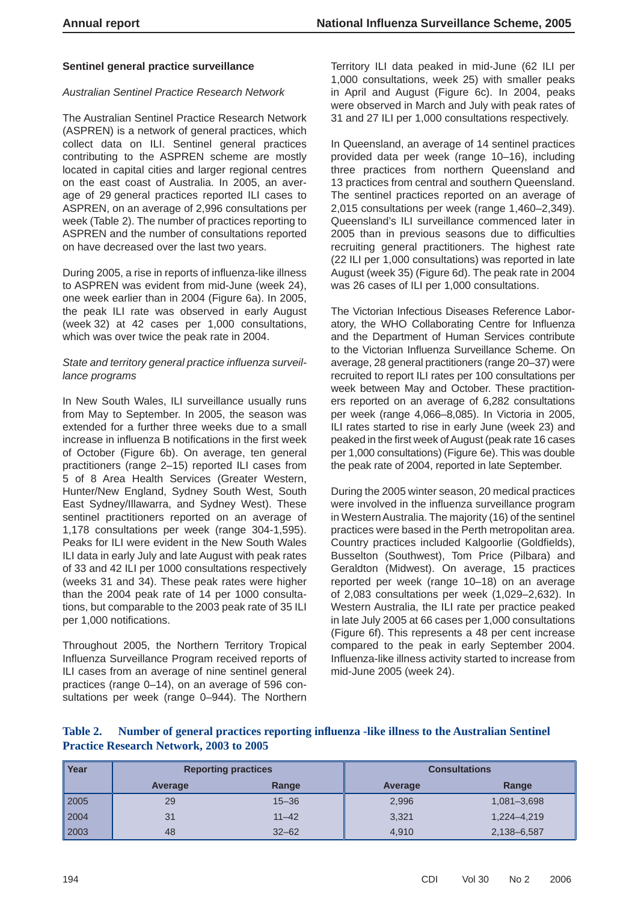### Sentinel general practice surveillance

*Australian Sentinel Practice Research Network*

The Australian Sentinel Practice Research Network (ASPREN) is a network of general practices, which collect data on ILI. Sentinel general practices contributing to the ASPREN scheme are mostly located in capital cities and larger regional centres on the east coast of Australia. In 2005, an average of 29 general practices reported ILI cases to ASPREN, on an average of 2,996 consultations per week (Table 2). The number of practices reporting to ASPREN and the number of consultations reported on have decreased over the last two years.

During 2005, a rise in reports of influenza-like illness to ASPREN was evident from mid-June (week 24), one week earlier than in 2004 (Figure 6a). In 2005, the peak ILI rate was observed in early August (week 32) at 42 cases per 1,000 consultations, which was over twice the peak rate in 2004.

*State and territory general practice influenza surveillance programs*

In New South Wales, ILI surveillance usually runs from May to September. In 2005, the season was extended for a further three weeks due to a small increase in influenza B notifications in the first week of October (Figure 6b). On average, ten general practitioners (range 2–15) reported ILI cases from 5 of 8 Area Health Services (Greater Western, Hunter/New England, Sydney South West, South East Sydney/Illawarra, and Sydney West). These sentinel practitioners reported on an average of 1,178 consultations per week (range 304-1,595). Peaks for ILI were evident in the New South Wales ILI data in early July and late August with peak rates of 33 and 42 ILI per 1000 consultations respectively (weeks 31 and 34). These peak rates were higher than the 2004 peak rate of 14 per 1000 consultations, but comparable to the 2003 peak rate of 35 ILI per 1,000 notifications.

Throughout 2005, the Northern Territory Tropical Influenza Surveillance Program received reports of ILI cases from an average of nine sentinel general practices (range 0–14), on an average of 596 consultations per week (range 0–944). The Northern Territory ILI data peaked in mid-June (62 ILI per 1,000 consultations, week 25) with smaller peaks in April and August (Figure 6c). In 2004, peaks were observed in March and July with peak rates of 31 and 27 ILI per 1,000 consultations respectively.

In Queensland, an average of 14 sentinel practices provided data per week (range 10–16), including three practices from northern Queensland and 13 practices from central and southern Queensland. The sentinel practices reported on an average of 2,015 consultations per week (range 1,460–2,349). Queensland's ILI surveillance commenced later in 2005 than in previous seasons due to difficulties recruiting general practitioners. The highest rate (22 ILI per 1,000 consultations) was reported in late August (week 35) (Figure 6d). The peak rate in 2004 was 26 cases of ILI per 1,000 consultations.

The Victorian Infectious Diseases Reference Laboratory, the WHO Collaborating Centre for Influenza and the Department of Human Services contribute to the Victorian Influenza Surveillance Scheme. On average, 28 general practitioners (range 20–37) were recruited to report ILI rates per 100 consultations per week between May and October. These practitioners reported on an average of 6,282 consultations per week (range 4,066–8,085). In Victoria in 2005, ILI rates started to rise in early June (week 23) and peaked in the first week of August (peak rate 16 cases per 1,000 consultations) (Figure 6e). This was double the peak rate of 2004, reported in late September.

During the 2005 winter season, 20 medical practices were involved in the influenza surveillance program in Western Australia. The majority (16) of the sentinel practices were based in the Perth metropolitan area. Country practices included Kalgoorlie (Goldfields), Busselton (Southwest), Tom Price (Pilbara) and Geraldton (Midwest). On average, 15 practices reported per week (range 10–18) on an average of 2,083 consultations per week (1,029–2,632). In Western Australia, the ILI rate per practice peaked in late July 2005 at 66 cases per 1,000 consultations (Figure 6f). This represents a 48 per cent increase compared to the peak in early September 2004. Influenza-like illness activity started to increase from mid-June 2005 (week 24).

**Table 2. Number of general practices reporting influenza -like illness to the Australian Sentinel Practice Research Network, 2003 to 2005**

| Year | Reporting practices | | Consultations | |
|---|---|---|---|---|
| | Average | Range | Average | Range |
| 2005 | 29 | 15–36 | 2,996 | 1,081–3,698 |
| 2004 | 31 | 11–42 | 3,321 | 1,224–4,219 |
| 2003 | 48 | 32–62 | 4,910 | 2,138–6,587 |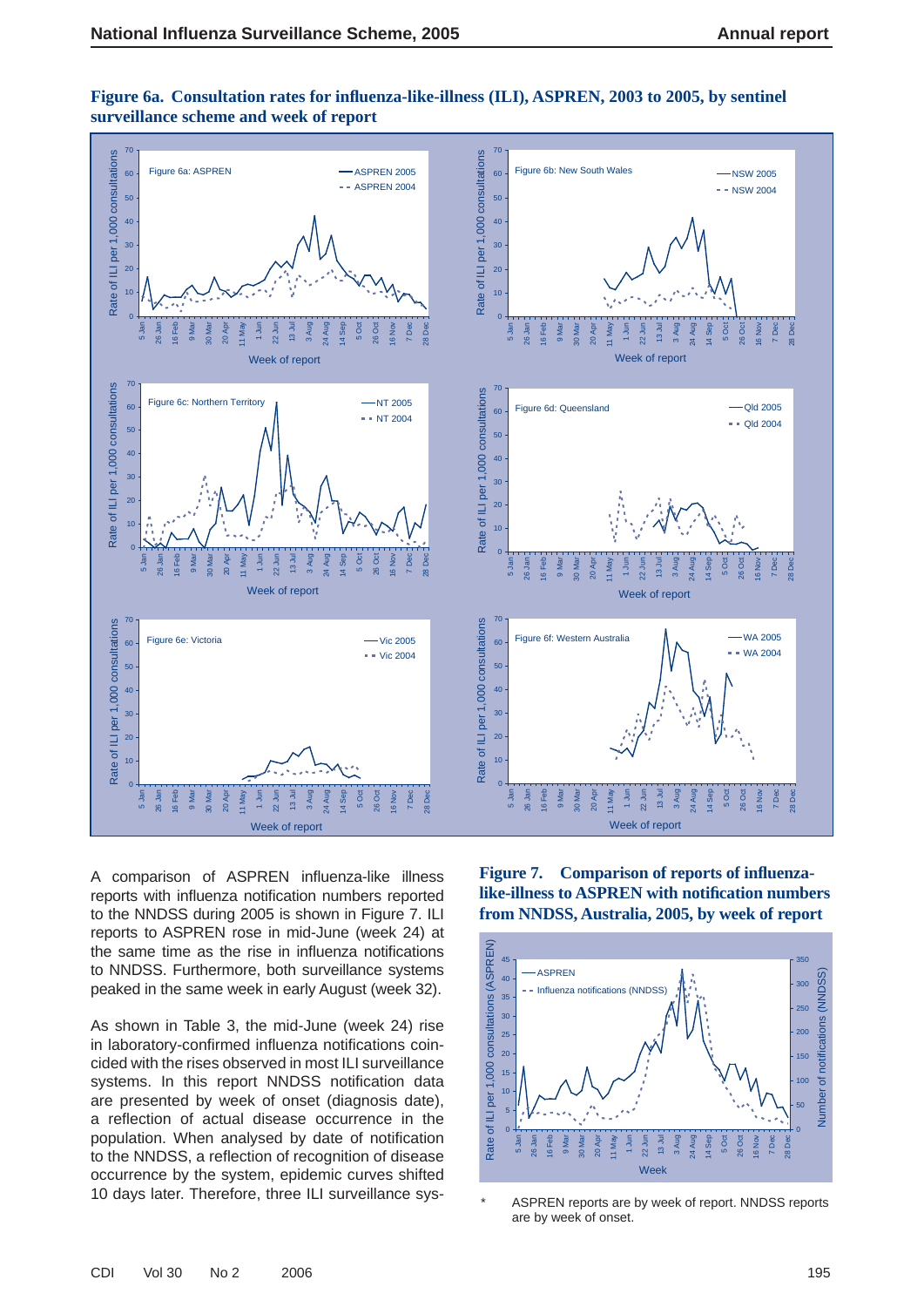**Figure 6a. Consultation rates for influenza-like-illness (ILI), ASPREN, 2003 to 2005, by sentinel surveillance scheme and week of report**

A comparison of ASPREN influenza-like illness reports with influenza notification numbers reported to the NNDSS during 2005 is shown in Figure 7. ILI reports to ASPREN rose in mid-June (week 24) at the same time as the rise in influenza notifications to NNDSS. Furthermore, both surveillance systems peaked in the same week in early August (week 32).

As shown in Table 3, the mid-June (week 24) rise in laboratory-confirmed influenza notifications coincided with the rises observed in most ILI surveillance systems. In this report NNDSS notification data are presented by week of onset (diagnosis date), a reflection of actual disease occurrence in the population. When analysed by date of notification to the NNDSS, a reflection of recognition of disease occurrence by the system, epidemic curves shifted 10 days later. Therefore, three ILI surveillance sys-

**Figure 7. Comparison of reports of influenza-like-illness to ASPREN with notification numbers from NNDSS, Australia, 2005, by week of report**

\* ASPREN reports are by week of report. NNDSS reports are by week of onset.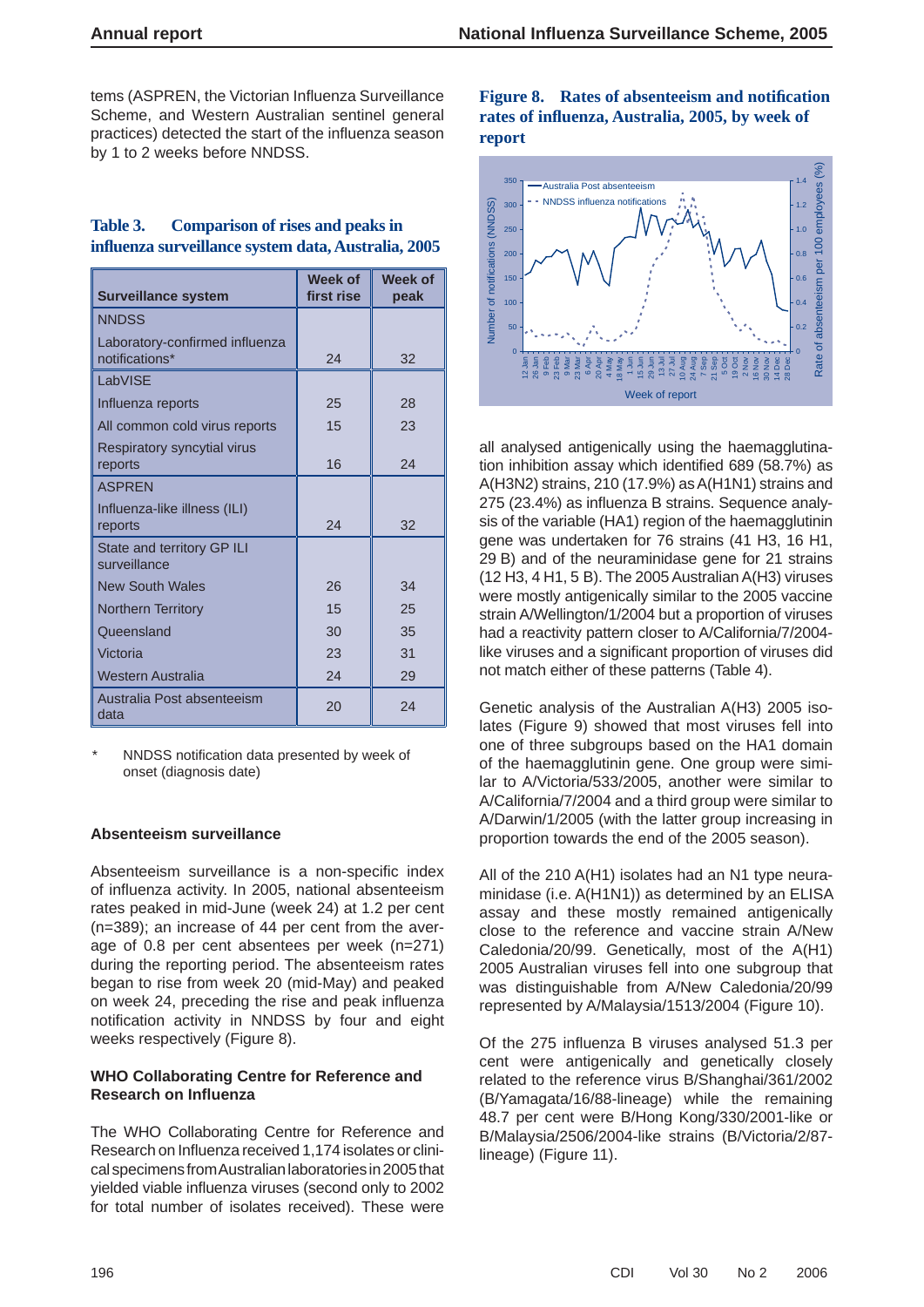tems (ASPREN, the Victorian Influenza Surveillance Scheme, and Western Australian sentinel general practices) detected the start of the influenza season by 1 to 2 weeks before NNDSS.

**Table 3. Comparison of rises and peaks in influenza surveillance system data, Australia, 2005**

| Surveillance system | Week of first rise | Week of peak |
|---|---|---|
| NNDSS | | |
| Laboratory-confirmed influenza notifications* | 24 | 32 |
| LabVISE | | |
| Influenza reports | 25 | 28 |
| All common cold virus reports | 15 | 23 |
| Respiratory syncytial virus reports | 16 | 24 |
| ASPREN | | |
| Influenza-like illness (ILI) reports | 24 | 32 |
| State and territory GP ILI surveillance | | |
| New South Wales | 26 | 34 |
| Northern Territory | 15 | 25 |
| Queensland | 30 | 35 |
| Victoria | 23 | 31 |
| Western Australia | 24 | 29 |
| Australia Post absenteeism data | 20 | 24 |

\* NNDSS notification data presented by week of onset (diagnosis date)

### Absenteeism surveillance

Absenteeism surveillance is a non-specific index of influenza activity. In 2005, national absenteeism rates peaked in mid-June (week 24) at 1.2 per cent (n=389); an increase of 44 per cent from the average of 0.8 per cent absentees per week (n=271) during the reporting period. The absenteeism rates began to rise from week 20 (mid-May) and peaked on week 24, preceding the rise and peak influenza notification activity in NNDSS by four and eight weeks respectively (Figure 8).

### WHO Collaborating Centre for Reference and Research on Influenza

The WHO Collaborating Centre for Reference and Research on Influenza received 1,174 isolates or clinical specimens from Australian laboratories in 2005 that yielded viable influenza viruses (second only to 2002 for total number of isolates received). These were

**Figure 8. Rates of absenteeism and notification rates of influenza, Australia, 2005, by week of report**

all analysed antigenically using the haemagglutination inhibition assay which identified 689 (58.7%) as A(H3N2) strains, 210 (17.9%) as A(H1N1) strains and 275 (23.4%) as influenza B strains. Sequence analysis of the variable (HA1) region of the haemagglutinin gene was undertaken for 76 strains (41 H3, 16 H1, 29 B) and of the neuraminidase gene for 21 strains (12 H3, 4 H1, 5 B). The 2005 Australian A(H3) viruses were mostly antigenically similar to the 2005 vaccine strain A/Wellington/1/2004 but a proportion of viruses had a reactivity pattern closer to A/California/7/2004-like viruses and a significant proportion of viruses did not match either of these patterns (Table 4).

Genetic analysis of the Australian A(H3) 2005 isolates (Figure 9) showed that most viruses fell into one of three subgroups based on the HA1 domain of the haemagglutinin gene. One group were similar to A/Victoria/533/2005, another were similar to A/California/7/2004 and a third group were similar to A/Darwin/1/2005 (with the latter group increasing in proportion towards the end of the 2005 season).

All of the 210 A(H1) isolates had an N1 type neuraminidase (i.e. A(H1N1)) as determined by an ELISA assay and these mostly remained antigenically close to the reference and vaccine strain A/New Caledonia/20/99. Genetically, most of the A(H1) 2005 Australian viruses fell into one subgroup that was distinguishable from A/New Caledonia/20/99 represented by A/Malaysia/1513/2004 (Figure 10).

Of the 275 influenza B viruses analysed 51.3 per cent were antigenically and genetically closely related to the reference virus B/Shanghai/361/2002 (B/Yamagata/16/88-lineage) while the remaining 48.7 per cent were B/Hong Kong/330/2001-like or B/Malaysia/2506/2004-like strains (B/Victoria/2/87-lineage) (Figure 11).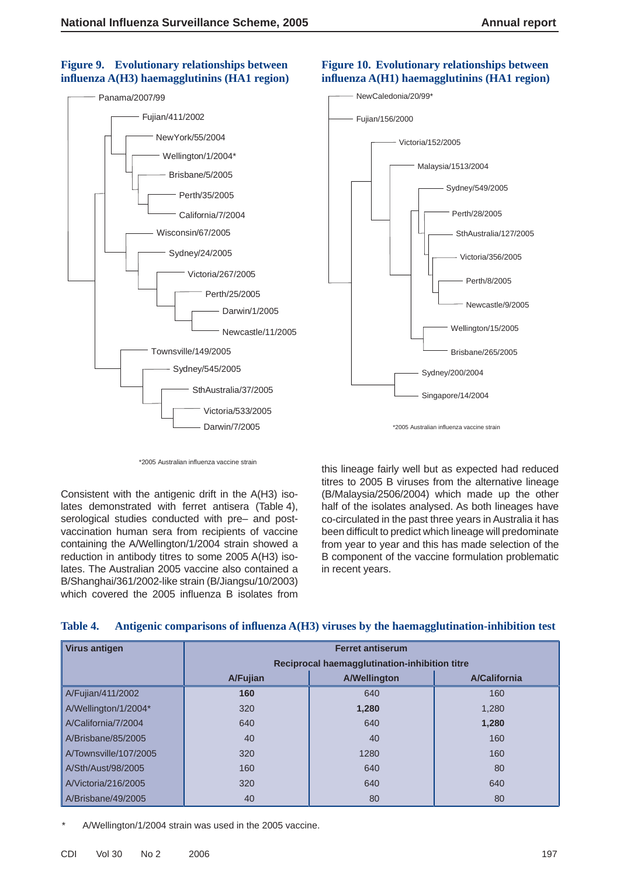**Figure 9. Evolutionary relationships between influenza A(H3) haemagglutinins (HA1 region)**

Panama/2007/99
Fujian/411/2002
NewYork/55/2004
Wellington/1/2004*
Brisbane/5/2005
Perth/35/2005
California/7/2004
Wisconsin/67/2005
Sydney/24/2005
Victoria/267/2005
Perth/25/2005
Darwin/1/2005
Newcastle/11/2005
Townsville/149/2005
Sydney/545/2005
SthAustralia/37/2005
Victoria/533/2005
Darwin/7/2005

*2005 Australian influenza vaccine strain

**Figure 10. Evolutionary relationships between influenza A(H1) haemagglutinins (HA1 region)**

NewCaledonia/20/99*
Fujian/156/2000
Victoria/152/2005
Malaysia/1513/2004
Sydney/549/2005
Perth/28/2005
SthAustralia/127/2005
Victoria/356/2005
Perth/8/2005
Newcastle/9/2005
Wellington/15/2005
Brisbane/265/2005
Sydney/200/2004
Singapore/14/2004

*2005 Australian influenza vaccine strain

Consistent with the antigenic drift in the A(H3) isolates demonstrated with ferret antisera (Table 4), serological studies conducted with pre– and post-vaccination human sera from recipients of vaccine containing the A/Wellington/1/2004 strain showed a reduction in antibody titres to some 2005 A(H3) isolates. The Australian 2005 vaccine also contained a B/Shanghai/361/2002-like strain (B/Jiangsu/10/2003) which covered the 2005 influenza B isolates from this lineage fairly well but as expected had reduced titres to 2005 B viruses from the alternative lineage (B/Malaysia/2506/2004) which made up the other half of the isolates analysed. As both lineages have co-circulated in the past three years in Australia it has been difficult to predict which lineage will predominate from year to year and this has made selection of the B component of the vaccine formulation problematic in recent years.

**Table 4. Antigenic comparisons of influenza A(H3) viruses by the haemagglutination-inhibition test**

| Virus antigen | Ferret antiserum<br>Reciprocal haemagglutination-inhibition titre | | |
|---|---|---|---|
| | A/Fujian | A/Wellington | A/California |
| A/Fujian/411/2002 | **160** | 640 | 160 |
| A/Wellington/1/2004* | 320 | **1,280** | 1,280 |
| A/California/7/2004 | 640 | 640 | **1,280** |
| A/Brisbane/85/2005 | 40 | 40 | 160 |
| A/Townsville/107/2005 | 320 | 1280 | 160 |
| A/Sth/Aust/98/2005 | 160 | 640 | 80 |
| A/Victoria/216/2005 | 320 | 640 | 640 |
| A/Brisbane/49/2005 | 40 | 80 | 80 |

\* A/Wellington/1/2004 strain was used in the 2005 vaccine.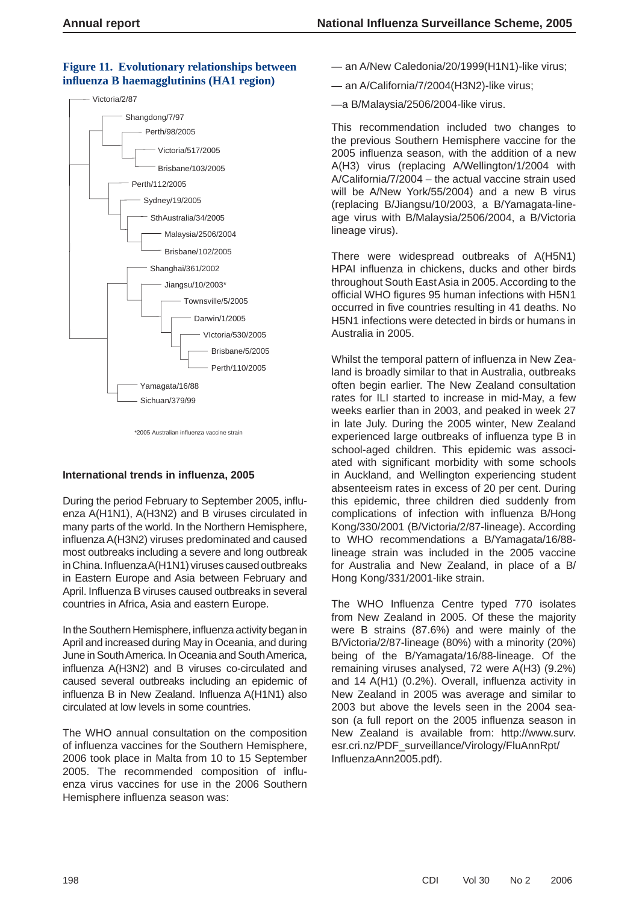**Figure 11. Evolutionary relationships between influenza B haemagglutinins (HA1 region)**

Victoria/2/87
Shangdong/7/97
Perth/98/2005
Victoria/517/2005
Brisbane/103/2005
Perth/112/2005
Sydney/19/2005
SthAustralia/34/2005
Malaysia/2506/2004
Brisbane/102/2005
Shanghai/361/2002
Jiangsu/10/2003*
Townsville/5/2005
Darwin/1/2005
VIctoria/530/2005
Brisbane/5/2005
Perth/110/2005
Yamagata/16/88
Sichuan/379/99

*2005 Australian influenza vaccine strain

### International trends in influenza, 2005

During the period February to September 2005, influenza A(H1N1), A(H3N2) and B viruses circulated in many parts of the world. In the Northern Hemisphere, influenza A(H3N2) viruses predominated and caused most outbreaks including a severe and long outbreak in China. Influenza A(H1N1) viruses caused outbreaks in Eastern Europe and Asia between February and April. Influenza B viruses caused outbreaks in several countries in Africa, Asia and eastern Europe.

In the Southern Hemisphere, influenza activity began in April and increased during May in Oceania, and during June in South America. In Oceania and South America, influenza A(H3N2) and B viruses co-circulated and caused several outbreaks including an epidemic of influenza B in New Zealand. Influenza A(H1N1) also circulated at low levels in some countries.

The WHO annual consultation on the composition of influenza vaccines for the Southern Hemisphere, 2006 took place in Malta from 10 to 15 September 2005. The recommended composition of influenza virus vaccines for use in the 2006 Southern Hemisphere influenza season was:

— an A/New Caledonia/20/1999(H1N1)-like virus;

— an A/California/7/2004(H3N2)-like virus;

—a B/Malaysia/2506/2004-like virus.

This recommendation included two changes to the previous Southern Hemisphere vaccine for the 2005 influenza season, with the addition of a new A(H3) virus (replacing A/Wellington/1/2004 with A/California/7/2004 – the actual vaccine strain used will be A/New York/55/2004) and a new B virus (replacing B/Jiangsu/10/2003, a B/Yamagata-lineage virus with B/Malaysia/2506/2004, a B/Victoria lineage virus).

There were widespread outbreaks of A(H5N1) HPAI influenza in chickens, ducks and other birds throughout South East Asia in 2005. According to the official WHO figures 95 human infections with H5N1 occurred in five countries resulting in 41 deaths. No H5N1 infections were detected in birds or humans in Australia in 2005.

Whilst the temporal pattern of influenza in New Zealand is broadly similar to that in Australia, outbreaks often begin earlier. The New Zealand consultation rates for ILI started to increase in mid-May, a few weeks earlier than in 2003, and peaked in week 27 in late July. During the 2005 winter, New Zealand experienced large outbreaks of influenza type B in school-aged children. This epidemic was associated with significant morbidity with some schools in Auckland, and Wellington experiencing student absenteeism rates in excess of 20 per cent. During this epidemic, three children died suddenly from complications of infection with influenza B/Hong Kong/330/2001 (B/Victoria/2/87-lineage). According to WHO recommendations a B/Yamagata/16/88-lineage strain was included in the 2005 vaccine for Australia and New Zealand, in place of a B/Hong Kong/331/2001-like strain.

The WHO Influenza Centre typed 770 isolates from New Zealand in 2005. Of these the majority were B strains (87.6%) and were mainly of the B/Victoria/2/87-lineage (80%) with a minority (20%) being of the B/Yamagata/16/88-lineage. Of the remaining viruses analysed, 72 were A(H3) (9.2%) and 14 A(H1) (0.2%). Overall, influenza activity in New Zealand in 2005 was average and similar to 2003 but above the levels seen in the 2004 season (a full report on the 2005 influenza season in New Zealand is available from: http://www.surv.esr.cri.nz/PDF_surveillance/Virology/FluAnnRpt/InfluenzaAnn2005.pdf).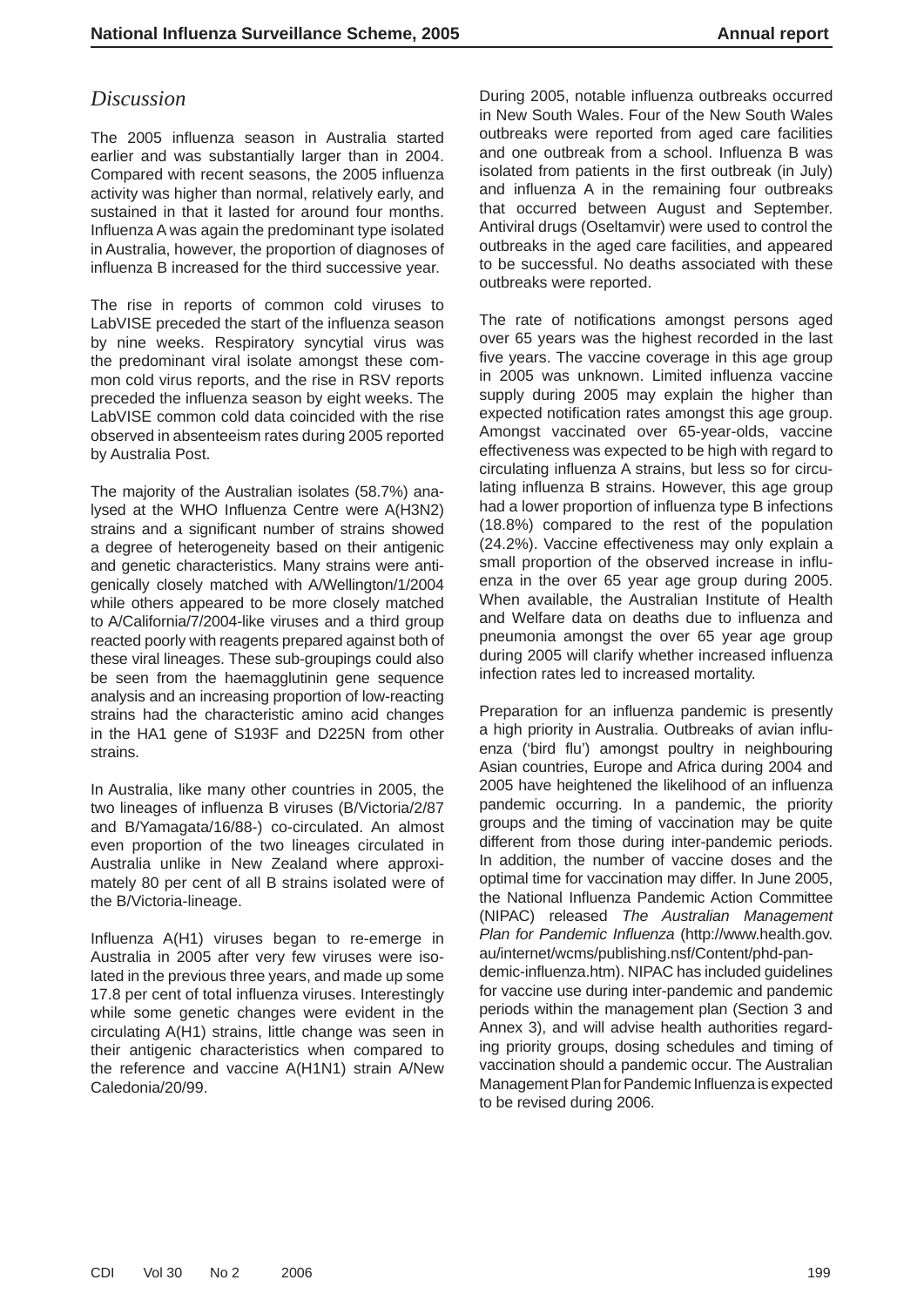## *Discussion*

The 2005 influenza season in Australia started earlier and was substantially larger than in 2004. Compared with recent seasons, the 2005 influenza activity was higher than normal, relatively early, and sustained in that it lasted for around four months. Influenza A was again the predominant type isolated in Australia, however, the proportion of diagnoses of influenza B increased for the third successive year.

The rise in reports of common cold viruses to LabVISE preceded the start of the influenza season by nine weeks. Respiratory syncytial virus was the predominant viral isolate amongst these common cold virus reports, and the rise in RSV reports preceded the influenza season by eight weeks. The LabVISE common cold data coincided with the rise observed in absenteeism rates during 2005 reported by Australia Post.

The majority of the Australian isolates (58.7%) analysed at the WHO Influenza Centre were A(H3N2) strains and a significant number of strains showed a degree of heterogeneity based on their antigenic and genetic characteristics. Many strains were antigenically closely matched with A/Wellington/1/2004 while others appeared to be more closely matched to A/California/7/2004-like viruses and a third group reacted poorly with reagents prepared against both of these viral lineages. These sub-groupings could also be seen from the haemagglutinin gene sequence analysis and an increasing proportion of low-reacting strains had the characteristic amino acid changes in the HA1 gene of S193F and D225N from other strains.

In Australia, like many other countries in 2005, the two lineages of influenza B viruses (B/Victoria/2/87 and B/Yamagata/16/88-) co-circulated. An almost even proportion of the two lineages circulated in Australia unlike in New Zealand where approximately 80 per cent of all B strains isolated were of the B/Victoria-lineage.

Influenza A(H1) viruses began to re-emerge in Australia in 2005 after very few viruses were isolated in the previous three years, and made up some 17.8 per cent of total influenza viruses. Interestingly while some genetic changes were evident in the circulating A(H1) strains, little change was seen in their antigenic characteristics when compared to the reference and vaccine A(H1N1) strain A/New Caledonia/20/99.

During 2005, notable influenza outbreaks occurred in New South Wales. Four of the New South Wales outbreaks were reported from aged care facilities and one outbreak from a school. Influenza B was isolated from patients in the first outbreak (in July) and influenza A in the remaining four outbreaks that occurred between August and September. Antiviral drugs (Oseltamvir) were used to control the outbreaks in the aged care facilities, and appeared to be successful. No deaths associated with these outbreaks were reported.

The rate of notifications amongst persons aged over 65 years was the highest recorded in the last five years. The vaccine coverage in this age group in 2005 was unknown. Limited influenza vaccine supply during 2005 may explain the higher than expected notification rates amongst this age group. Amongst vaccinated over 65-year-olds, vaccine effectiveness was expected to be high with regard to circulating influenza A strains, but less so for circulating influenza B strains. However, this age group had a lower proportion of influenza type B infections (18.8%) compared to the rest of the population (24.2%). Vaccine effectiveness may only explain a small proportion of the observed increase in influenza in the over 65 year age group during 2005. When available, the Australian Institute of Health and Welfare data on deaths due to influenza and pneumonia amongst the over 65 year age group during 2005 will clarify whether increased influenza infection rates led to increased mortality.

Preparation for an influenza pandemic is presently a high priority in Australia. Outbreaks of avian influenza ('bird flu') amongst poultry in neighbouring Asian countries, Europe and Africa during 2004 and 2005 have heightened the likelihood of an influenza pandemic occurring. In a pandemic, the priority groups and the timing of vaccination may be quite different from those during inter-pandemic periods. In addition, the number of vaccine doses and the optimal time for vaccination may differ. In June 2005, the National Influenza Pandemic Action Committee (NIPAC) released *The Australian Management Plan for Pandemic Influenza* (http://www.health.gov.au/internet/wcms/publishing.nsf/Content/phd-pandemic-influenza.htm). NIPAC has included guidelines for vaccine use during inter-pandemic and pandemic periods within the management plan (Section 3 and Annex 3), and will advise health authorities regarding priority groups, dosing schedules and timing of vaccination should a pandemic occur. The Australian Management Plan for Pandemic Influenza is expected to be revised during 2006.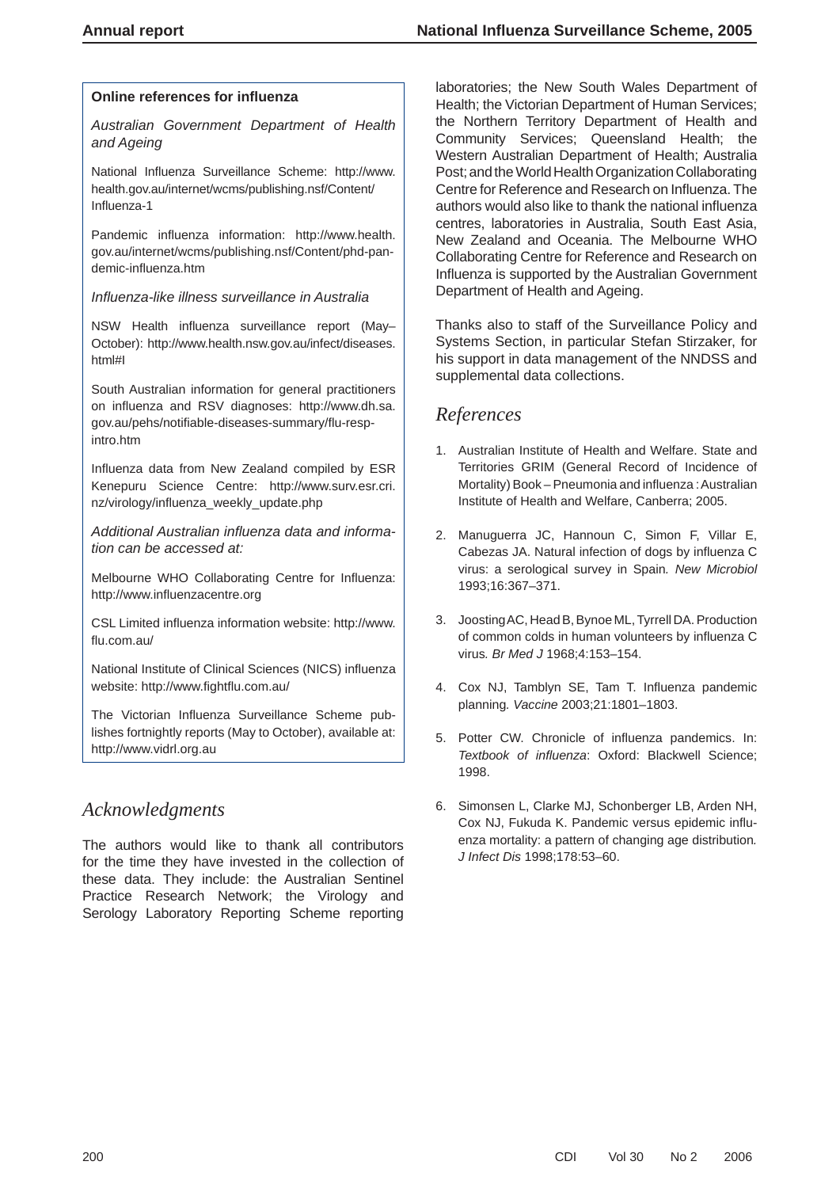**Online references for influenza**

*Australian Government Department of Health and Ageing*

National Influenza Surveillance Scheme: http://www.health.gov.au/internet/wcms/publishing.nsf/Content/Influenza-1

Pandemic influenza information: http://www.health.gov.au/internet/wcms/publishing.nsf/Content/phd-pandemic-influenza.htm

*Influenza-like illness surveillance in Australia*

NSW Health influenza surveillance report (May–October): http://www.health.nsw.gov.au/infect/diseases.html#I

South Australian information for general practitioners on influenza and RSV diagnoses: http://www.dh.sa.gov.au/pehs/notifiable-diseases-summary/flu-resp-intro.htm

Influenza data from New Zealand compiled by ESR Kenepuru Science Centre: http://www.surv.esr.cri.nz/virology/influenza_weekly_update.php

*Additional Australian influenza data and information can be accessed at:*

Melbourne WHO Collaborating Centre for Influenza: http://www.influenzacentre.org

CSL Limited influenza information website: http://www.flu.com.au/

National Institute of Clinical Sciences (NICS) influenza website: http://www.fightflu.com.au/

The Victorian Influenza Surveillance Scheme publishes fortnightly reports (May to October), available at: http://www.vidrl.org.au

## Acknowledgments

The authors would like to thank all contributors for the time they have invested in the collection of these data. They include: the Australian Sentinel Practice Research Network; the Virology and Serology Laboratory Reporting Scheme reporting laboratories; the New South Wales Department of Health; the Victorian Department of Human Services; the Northern Territory Department of Health and Community Services; Queensland Health; the Western Australian Department of Health; Australia Post; and the World Health Organization Collaborating Centre for Reference and Research on Influenza. The authors would also like to thank the national influenza centres, laboratories in Australia, South East Asia, New Zealand and Oceania. The Melbourne WHO Collaborating Centre for Reference and Research on Influenza is supported by the Australian Government Department of Health and Ageing.

Thanks also to staff of the Surveillance Policy and Systems Section, in particular Stefan Stirzaker, for his support in data management of the NNDSS and supplemental data collections.

## References

1. Australian Institute of Health and Welfare. State and Territories GRIM (General Record of Incidence of Mortality) Book – Pneumonia and influenza : Australian Institute of Health and Welfare, Canberra; 2005.

2. Manuguerra JC, Hannoun C, Simon F, Villar E, Cabezas JA. Natural infection of dogs by influenza C virus: a serological survey in Spain. *New Microbiol* 1993;16:367–371.

3. Joosting AC, Head B, Bynoe ML, Tyrrell DA. Production of common colds in human volunteers by influenza C virus. *Br Med J* 1968;4:153–154.

4. Cox NJ, Tamblyn SE, Tam T. Influenza pandemic planning. *Vaccine* 2003;21:1801–1803.

5. Potter CW. Chronicle of influenza pandemics. In: *Textbook of influenza*: Oxford: Blackwell Science; 1998.

6. Simonsen L, Clarke MJ, Schonberger LB, Arden NH, Cox NJ, Fukuda K. Pandemic versus epidemic influenza mortality: a pattern of changing age distribution. *J Infect Dis* 1998;178:53–60.